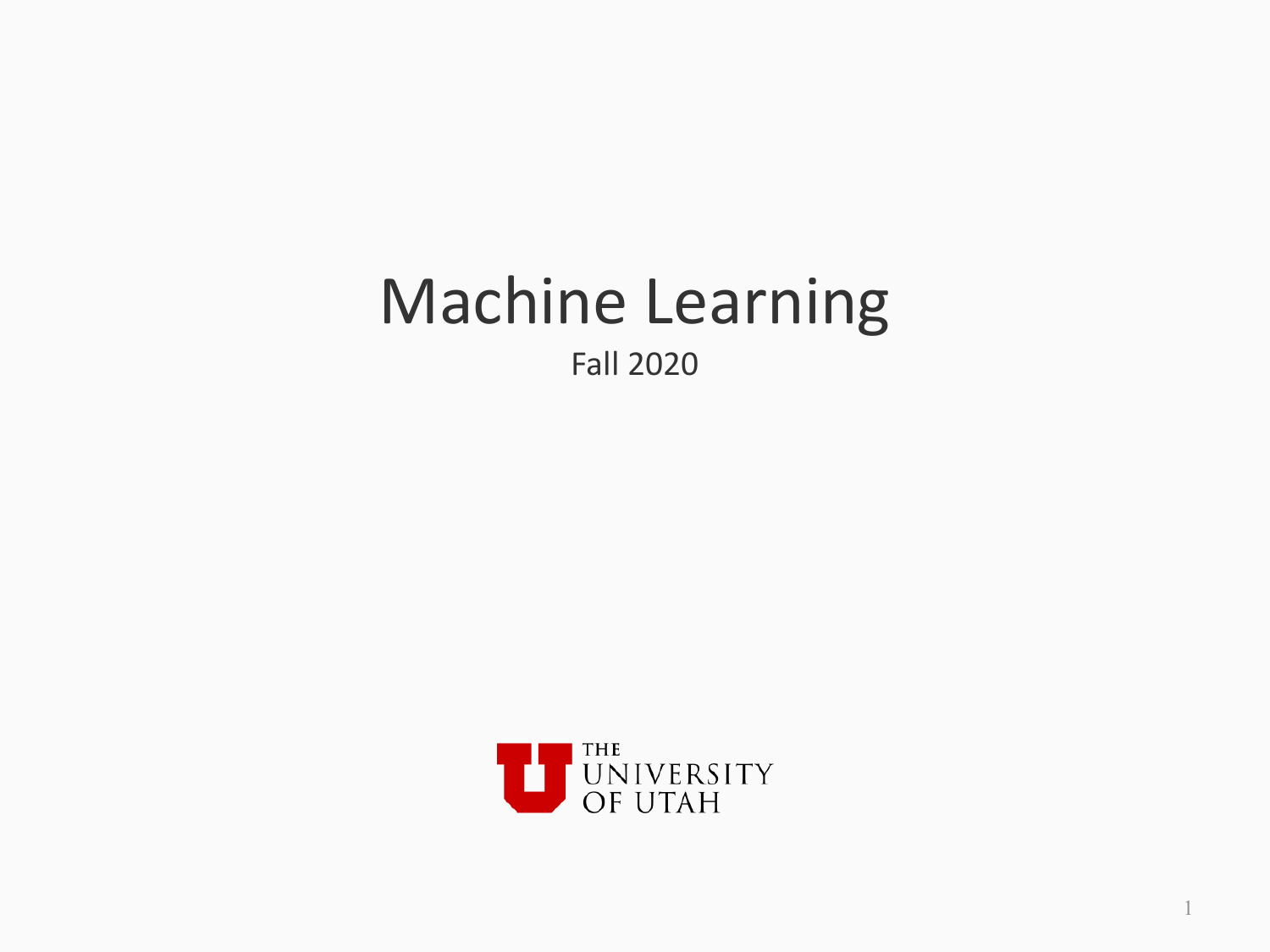# Machine Learning

Fall 2020

THE UNIVERSITY OF UTAH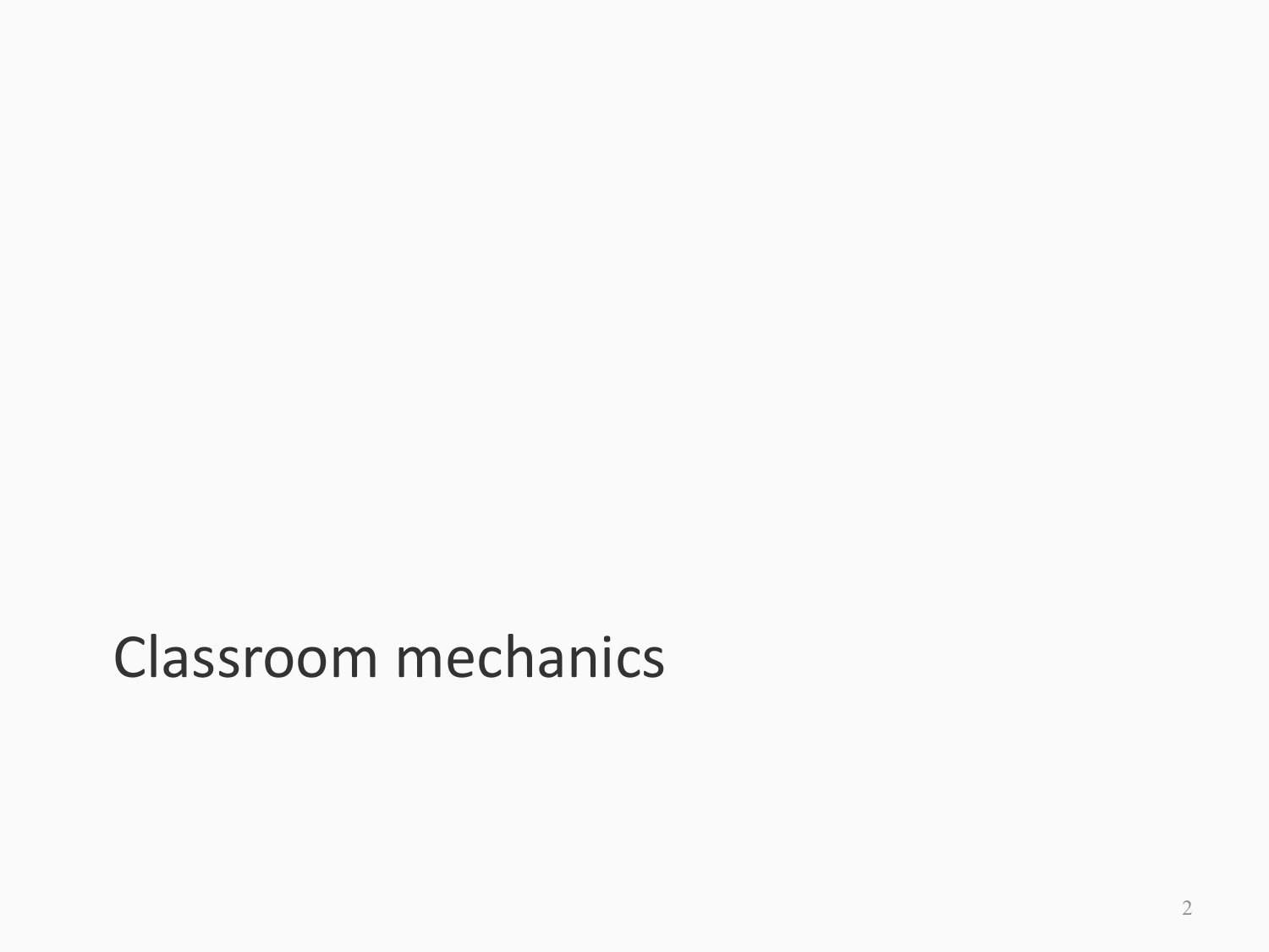# Classroom mechanics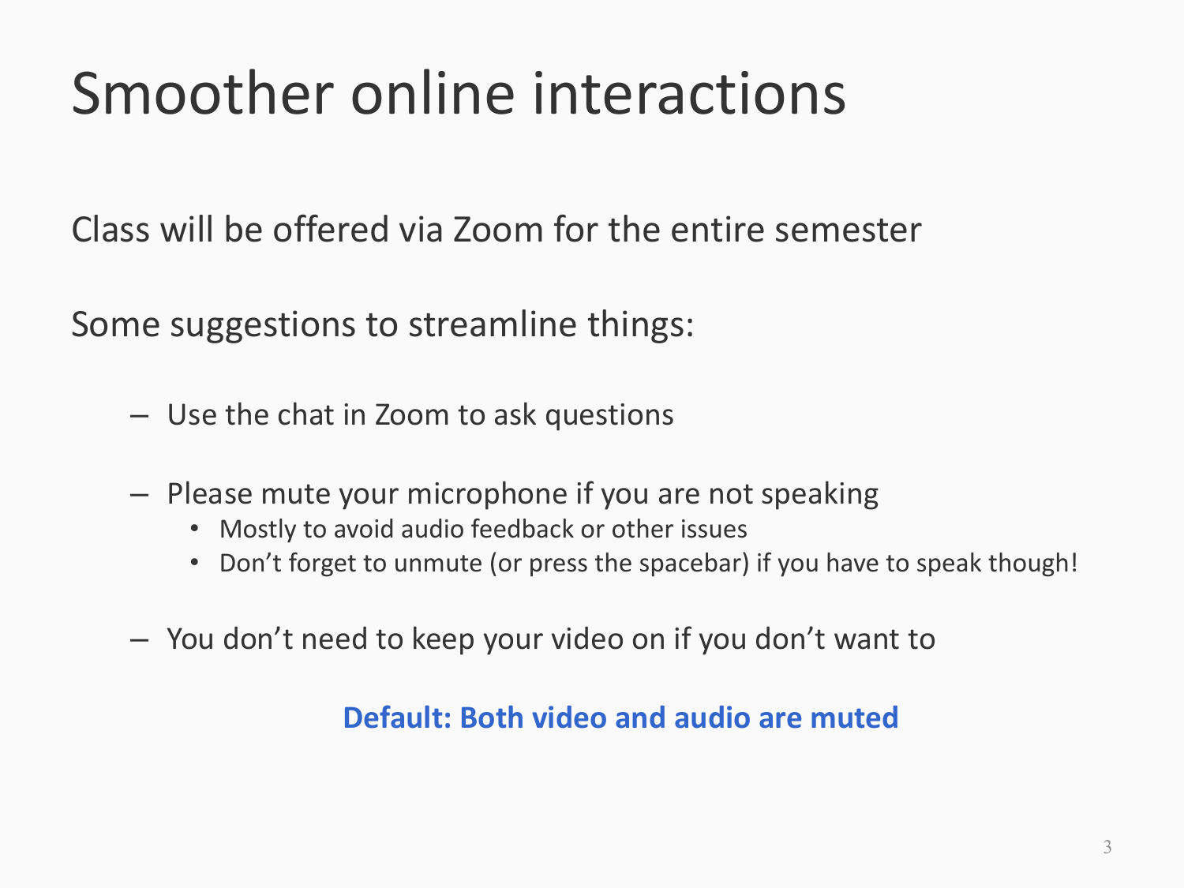# Smoother online interactions

Class will be offered via Zoom for the entire semester

Some suggestions to streamline things:

- Use the chat in Zoom to ask questions
- Please mute your microphone if you are not speaking
  - Mostly to avoid audio feedback or other issues
  - Don’t forget to unmute (or press the spacebar) if you have to speak though!
- You don’t need to keep your video on if you don’t want to

**Default: Both video and audio are muted**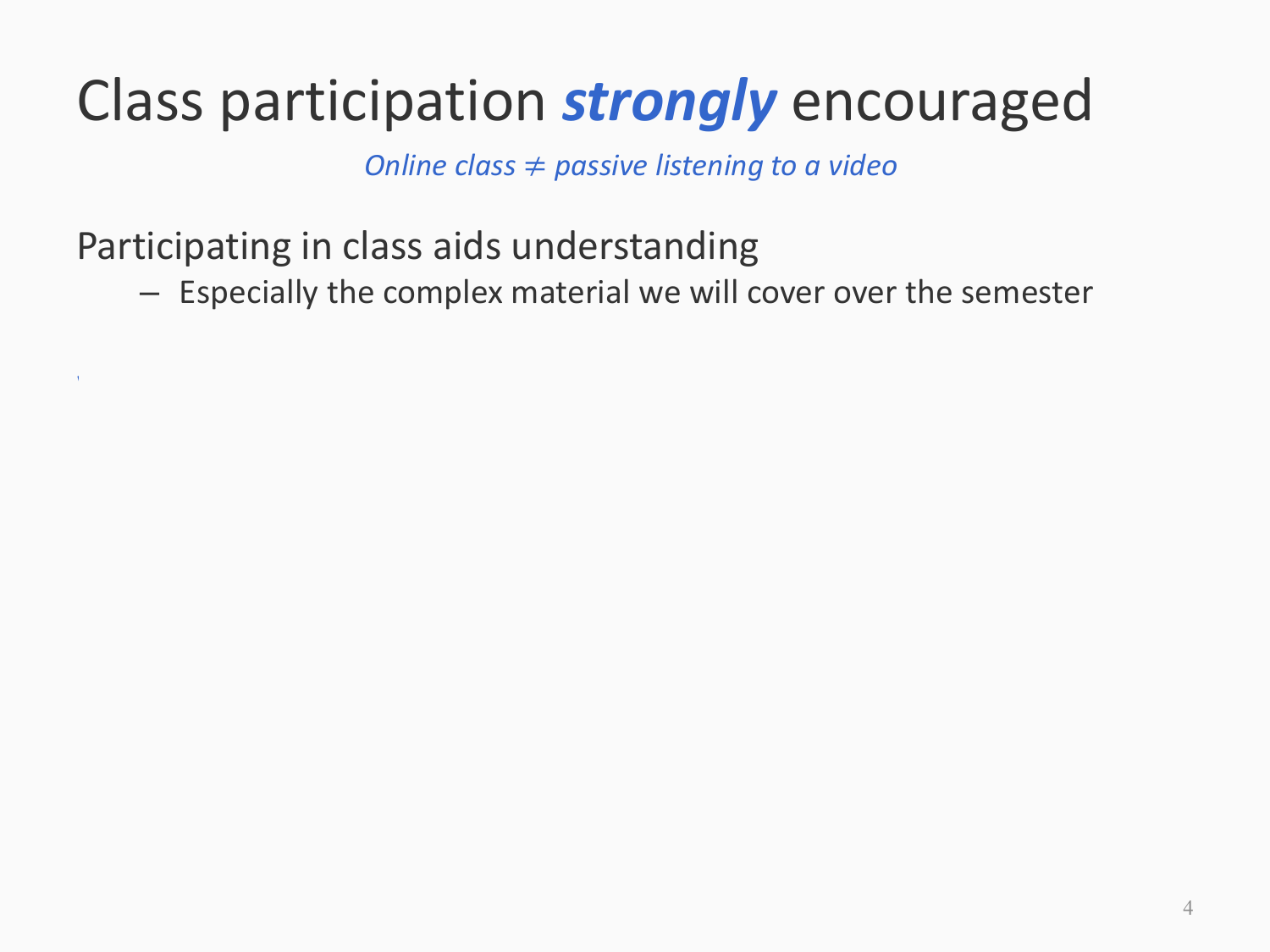# Class participation ***strongly*** encouraged

*Online class $\neq$ passive listening to a video*

Participating in class aids understanding

- Especially the complex material we will cover over the semester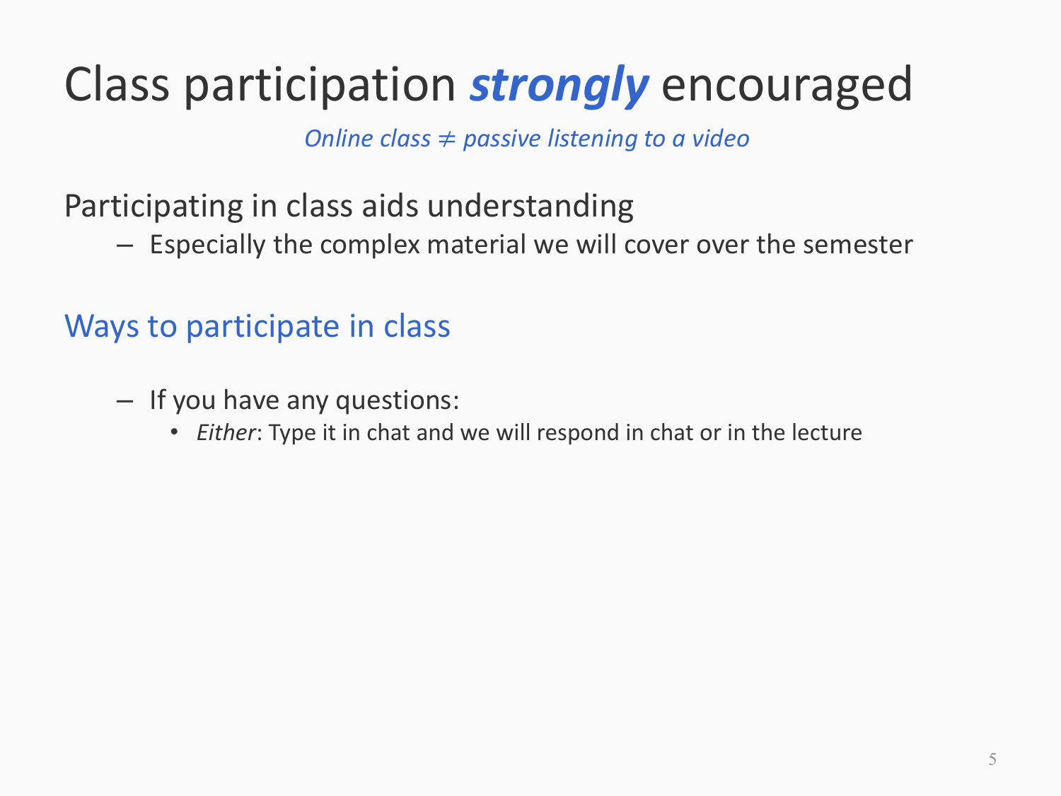# Class participation ***strongly*** encouraged

*Online class ≠ passive listening to a video*

Participating in class aids understanding

- Especially the complex material we will cover over the semester

## Ways to participate in class

- If you have any questions:
  - *Either*: Type it in chat and we will respond in chat or in the lecture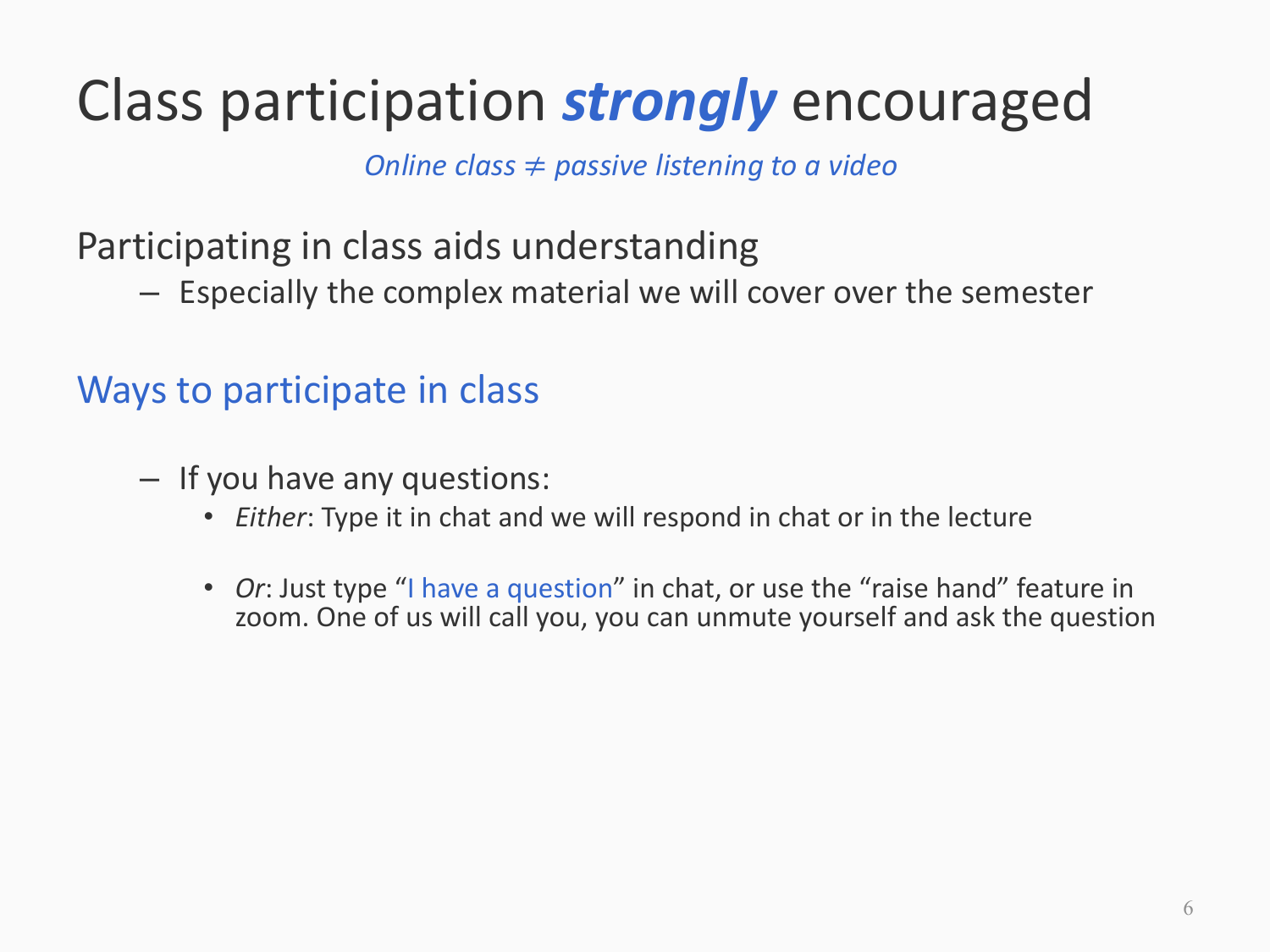# Class participation ***strongly*** encouraged

*Online class $\neq$ passive listening to a video*

Participating in class aids understanding

- Especially the complex material we will cover over the semester

## Ways to participate in class

- If you have any questions:
  - *Either*: Type it in chat and we will respond in chat or in the lecture
  - *Or*: Just type "I have a question" in chat, or use the "raise hand" feature in zoom. One of us will call you, you can unmute yourself and ask the question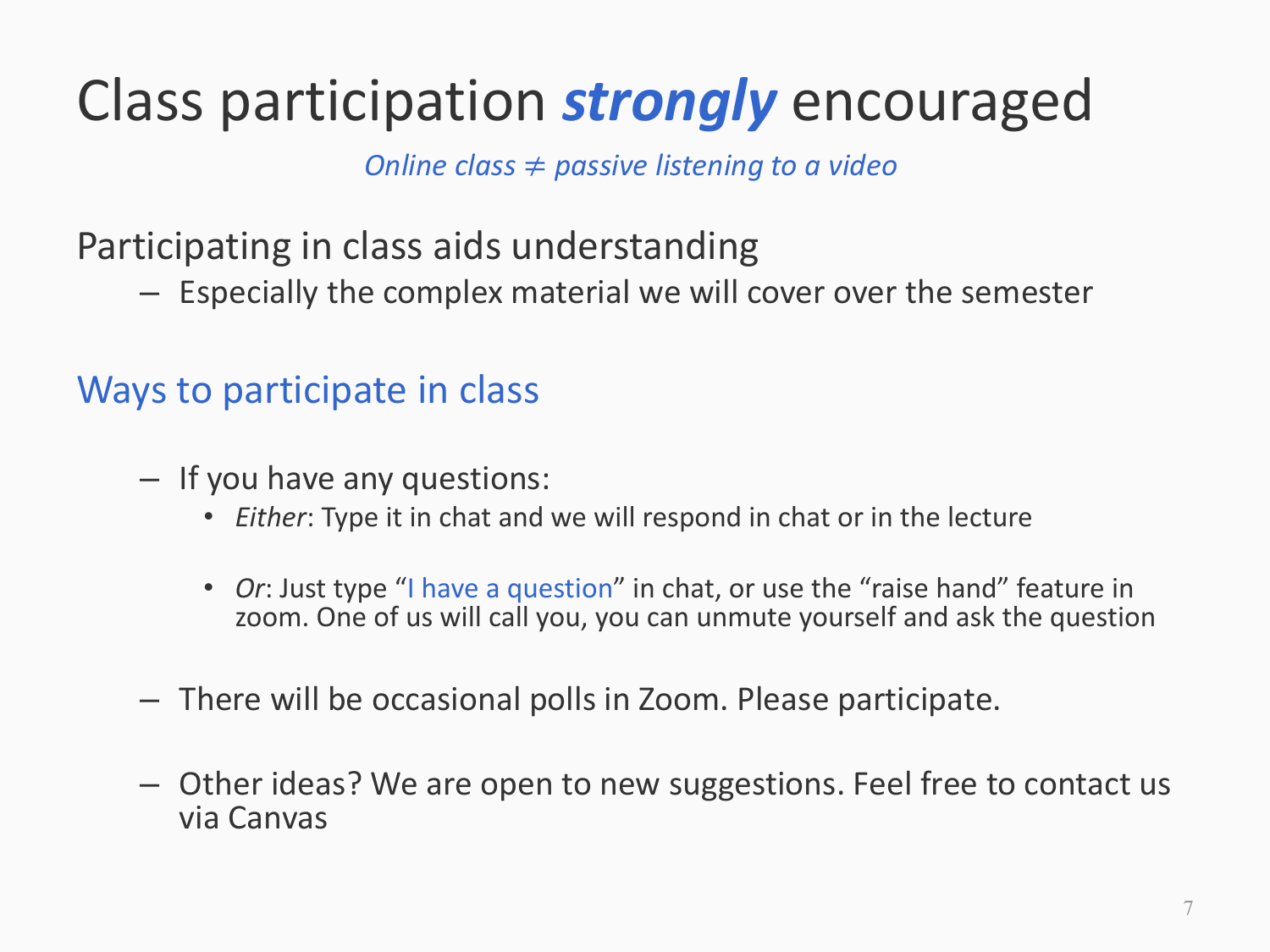# Class participation ***strongly*** encouraged

*Online class ≠ passive listening to a video*

Participating in class aids understanding

- Especially the complex material we will cover over the semester

## Ways to participate in class

- If you have any questions:
  - *Either*: Type it in chat and we will respond in chat or in the lecture
  - *Or*: Just type "I have a question" in chat, or use the "raise hand" feature in zoom. One of us will call you, you can unmute yourself and ask the question
- There will be occasional polls in Zoom. Please participate.
- Other ideas? We are open to new suggestions. Feel free to contact us via Canvas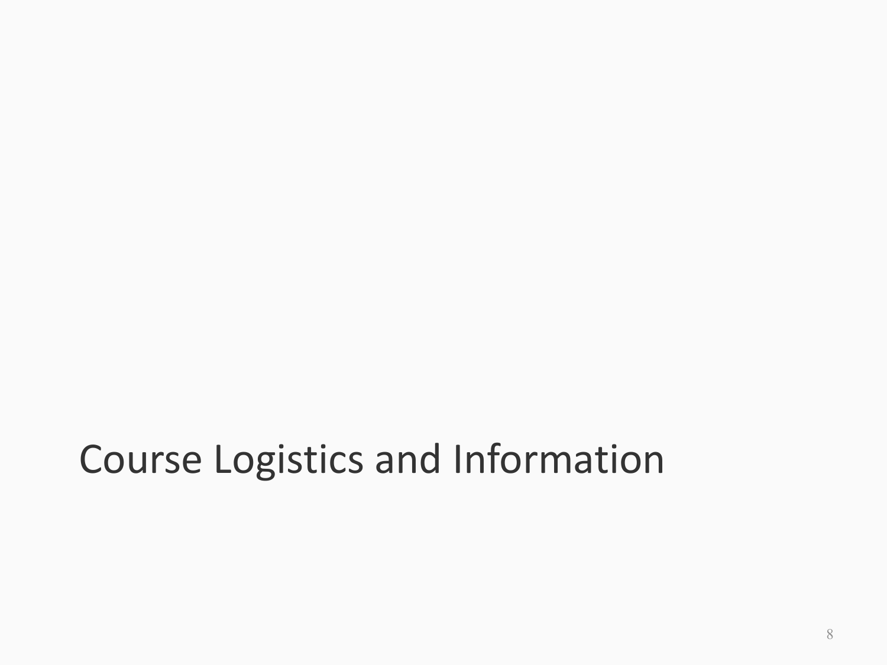# Course Logistics and Information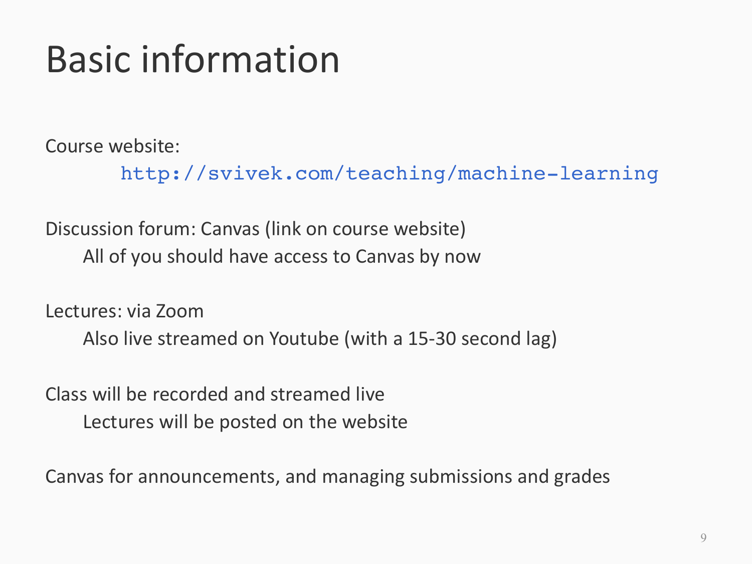# Basic information

Course website:

http://svivek.com/teaching/machine-learning

Discussion forum: Canvas (link on course website)

- All of you should have access to Canvas by now

Lectures: via Zoom

- Also live streamed on Youtube (with a 15-30 second lag)

Class will be recorded and streamed live

- Lectures will be posted on the website

Canvas for announcements, and managing submissions and grades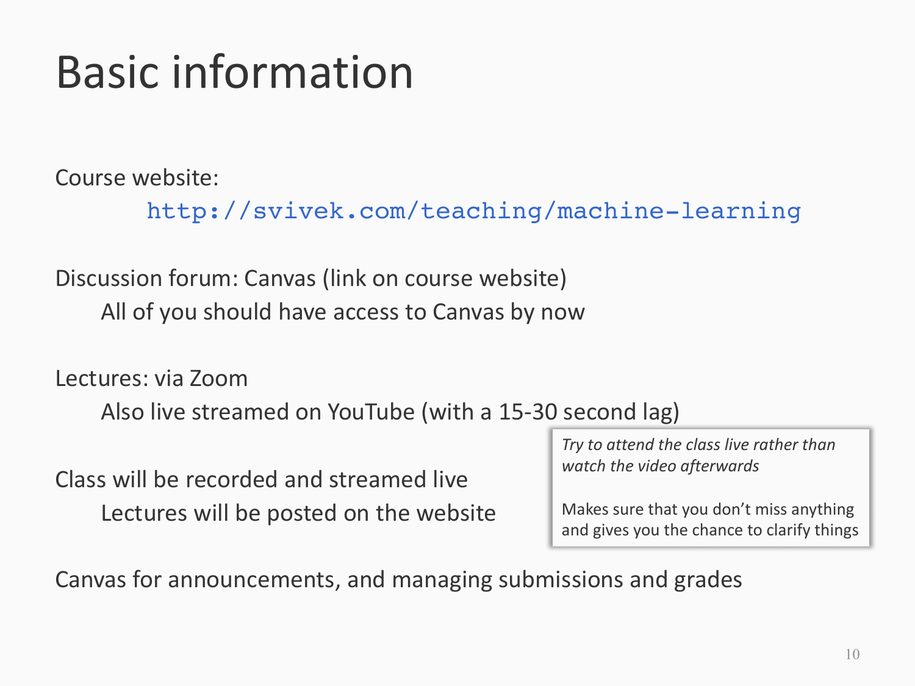# Basic information

Course website:

http://svivek.com/teaching/machine-learning

Discussion forum: Canvas (link on course website)

All of you should have access to Canvas by now

Lectures: via Zoom

Also live streamed on YouTube (with a 15-30 second lag)

Class will be recorded and streamed live

Lectures will be posted on the website

*Try to attend the class live rather than watch the video afterwards*

Makes sure that you don't miss anything and gives you the chance to clarify things

Canvas for announcements, and managing submissions and grades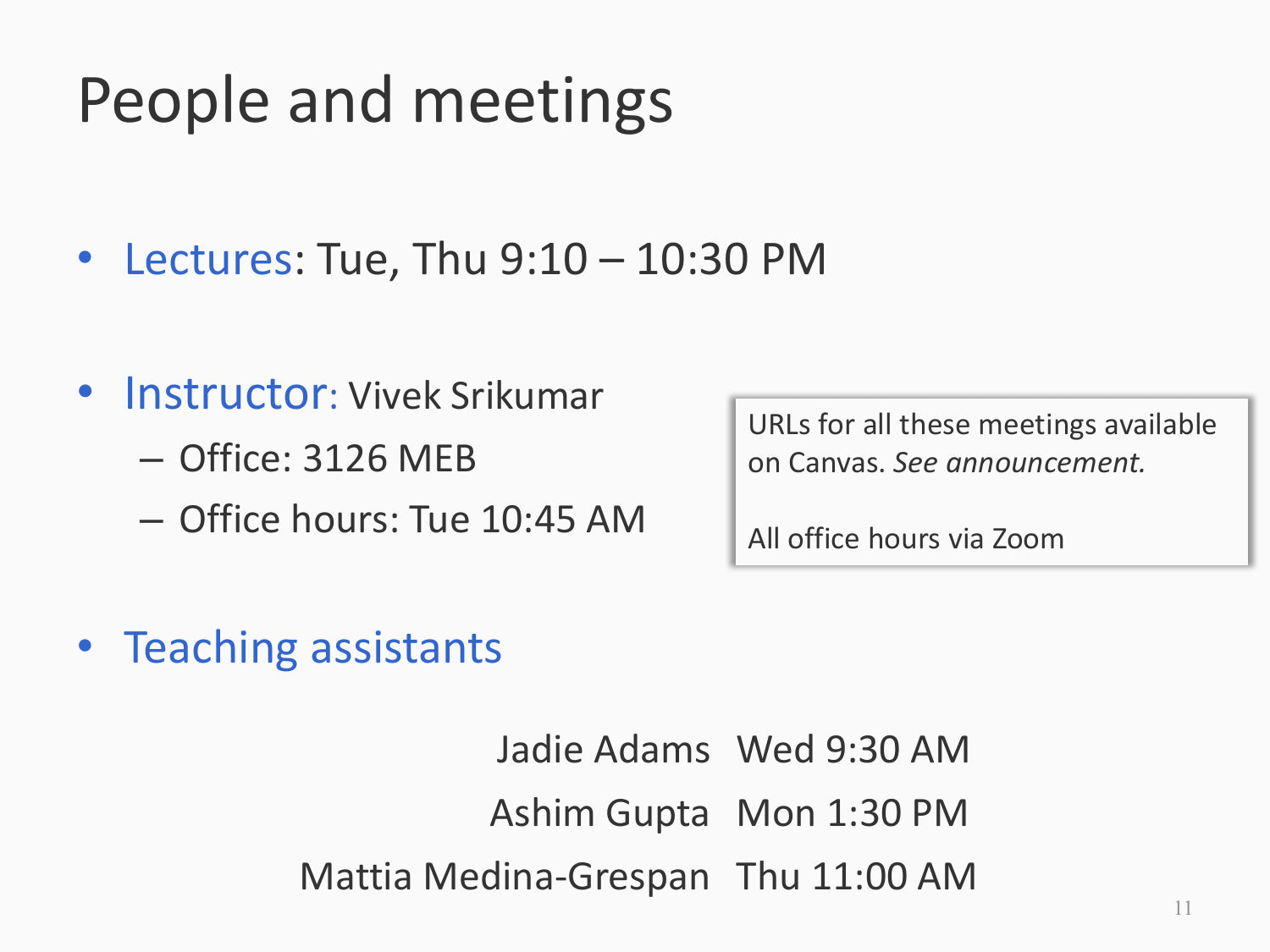# People and meetings

- **Lectures**: Tue, Thu 9:10 – 10:30 PM
- **Instructor**: Vivek Srikumar
  - Office: 3126 MEB
  - Office hours: Tue 10:45 AM

URLs for all these meetings available on Canvas. *See announcement.*

All office hours via Zoom

- **Teaching assistants**

| | |
|---|---|
| Jadie Adams | Wed 9:30 AM |
| Ashim Gupta | Mon 1:30 PM |
| Mattia Medina-Grespan | Thu 11:00 AM |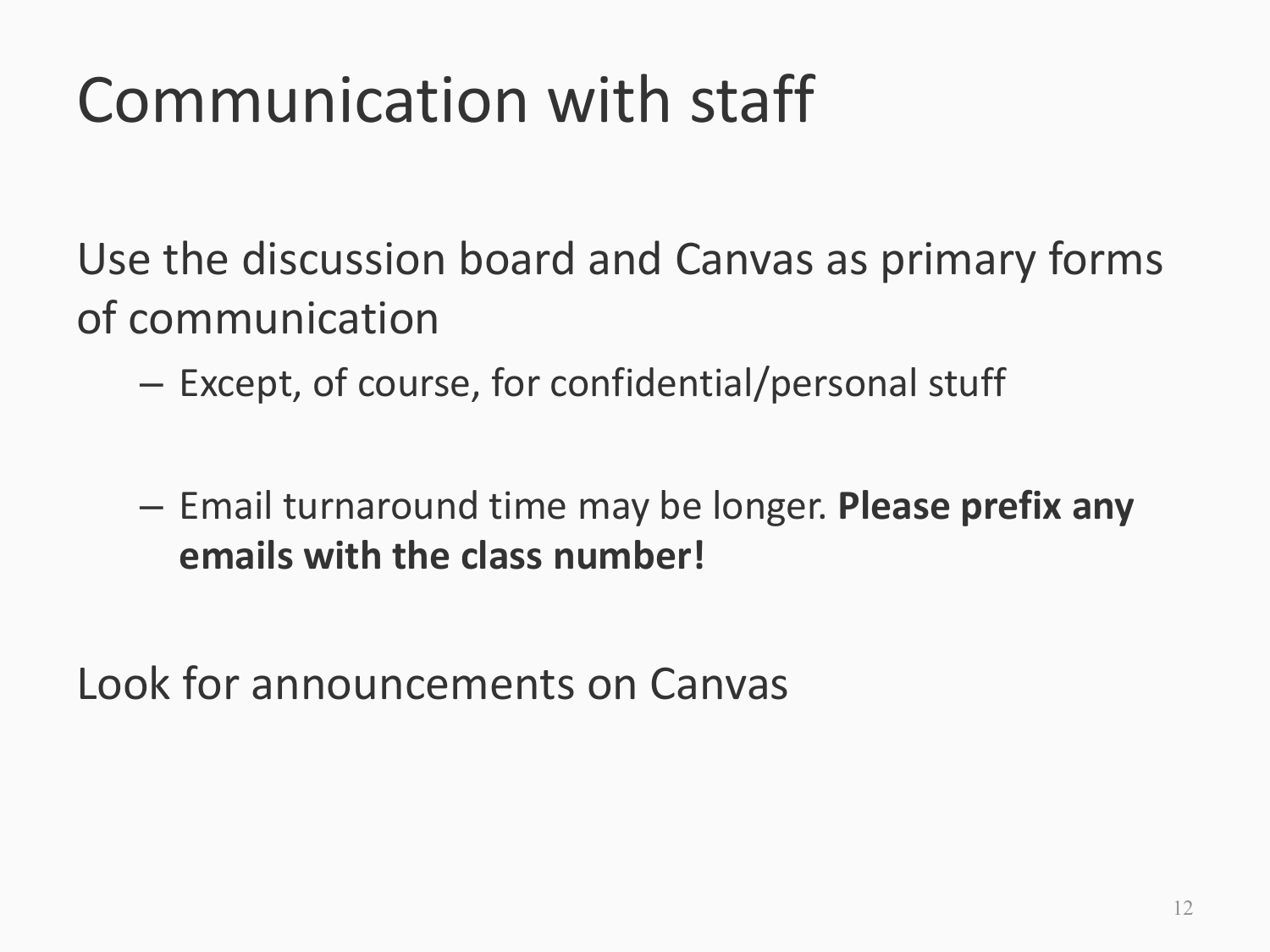# Communication with staff

Use the discussion board and Canvas as primary forms of communication

- Except, of course, for confidential/personal stuff

- Email turnaround time may be longer. **Please prefix any emails with the class number!**

Look for announcements on Canvas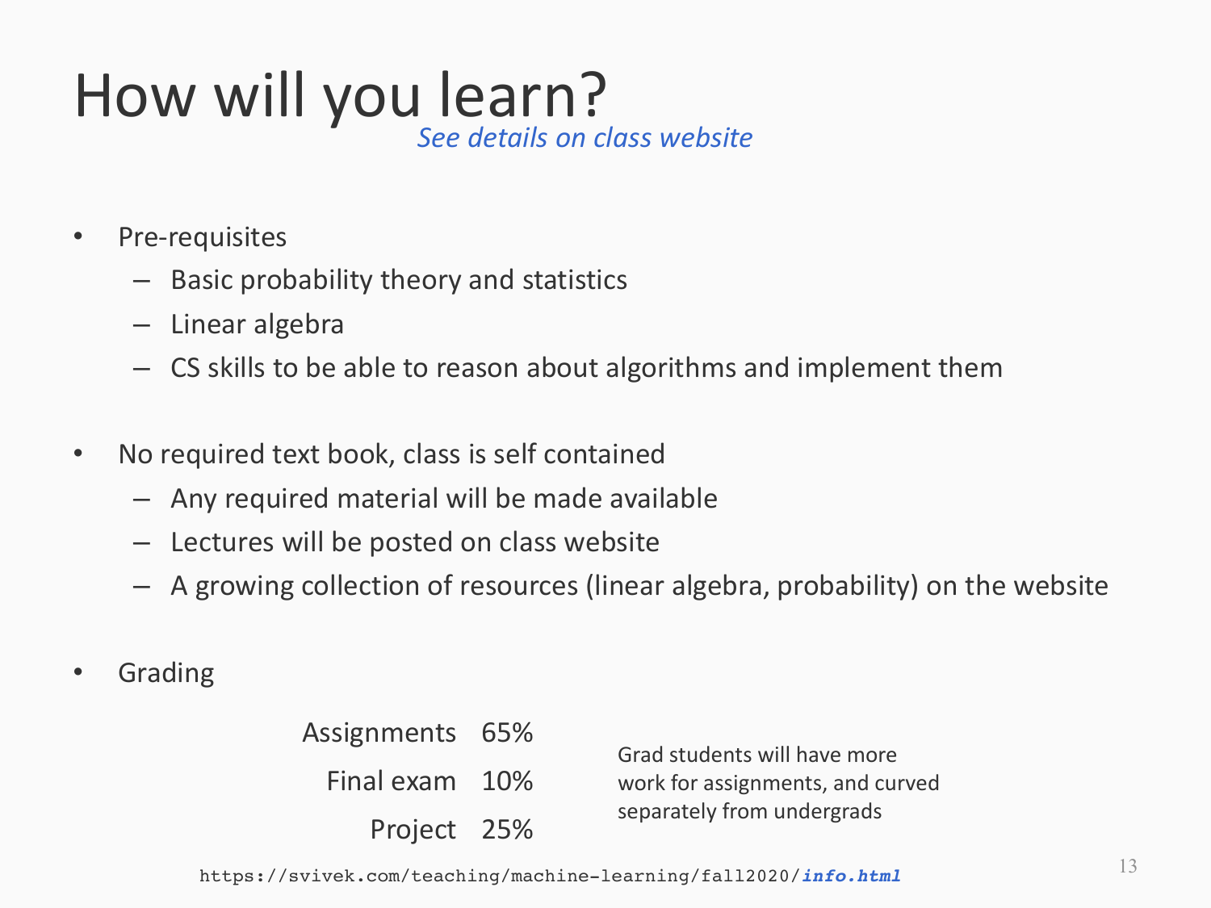# How will you learn?

*See details on class website*

- Pre-requisites
  - Basic probability theory and statistics
  - Linear algebra
  - CS skills to be able to reason about algorithms and implement them

- No required text book, class is self contained
  - Any required material will be made available
  - Lectures will be posted on class website
  - A growing collection of resources (linear algebra, probability) on the website

- Grading

| | |
|---|---|
| Assignments | 65% |
| Final exam | 10% |
| Project | 25% |

Grad students will have more work for assignments, and curved separately from undergrads

https://svivek.com/teaching/machine-learning/fall2020/***info.html***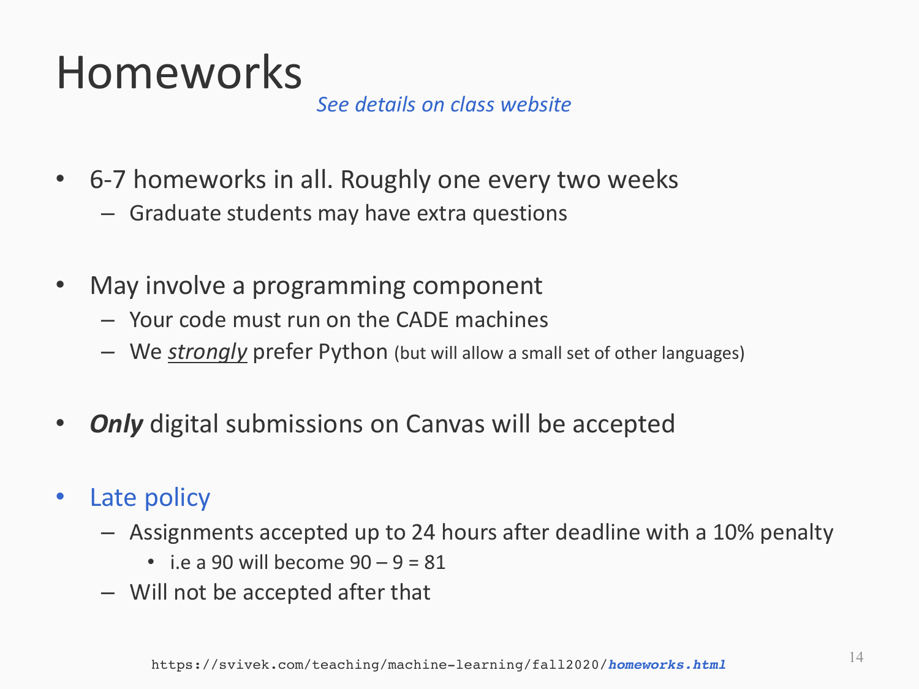# Homeworks

*See details on class website*

- 6-7 homeworks in all. Roughly one every two weeks
  - Graduate students may have extra questions

- May involve a programming component
  - Your code must run on the CADE machines
  - We *strongly* prefer Python (but will allow a small set of other languages)

- ***Only*** digital submissions on Canvas will be accepted

- Late policy
  - Assignments accepted up to 24 hours after deadline with a 10% penalty
    - i.e a 90 will become 90 – 9 = 81
  - Will not be accepted after that

https://svivek.com/teaching/machine-learning/fall2020/***homeworks.html***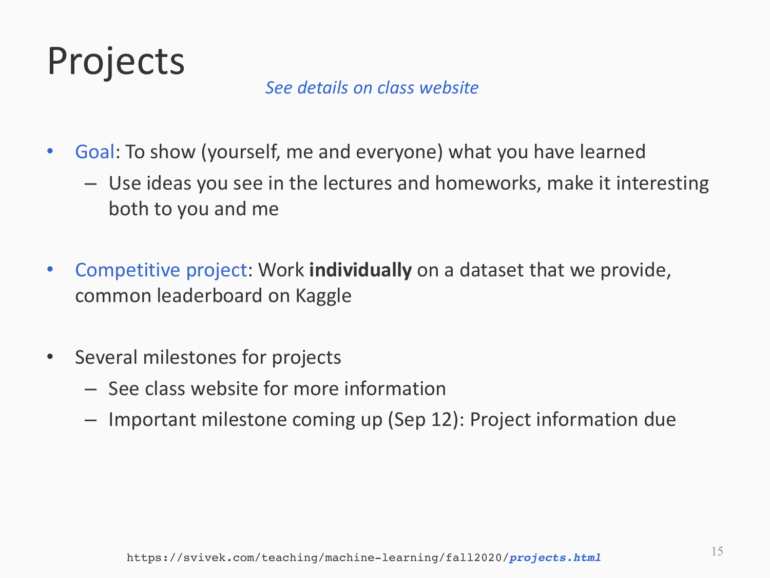# Projects

*See details on class website*

- Goal: To show (yourself, me and everyone) what you have learned
  - Use ideas you see in the lectures and homeworks, make it interesting both to you and me

- Competitive project: Work **individually** on a dataset that we provide, common leaderboard on Kaggle

- Several milestones for projects
  - See class website for more information
  - Important milestone coming up (Sep 12): Project information due

https://svivek.com/teaching/machine-learning/fall2020/***projects.html***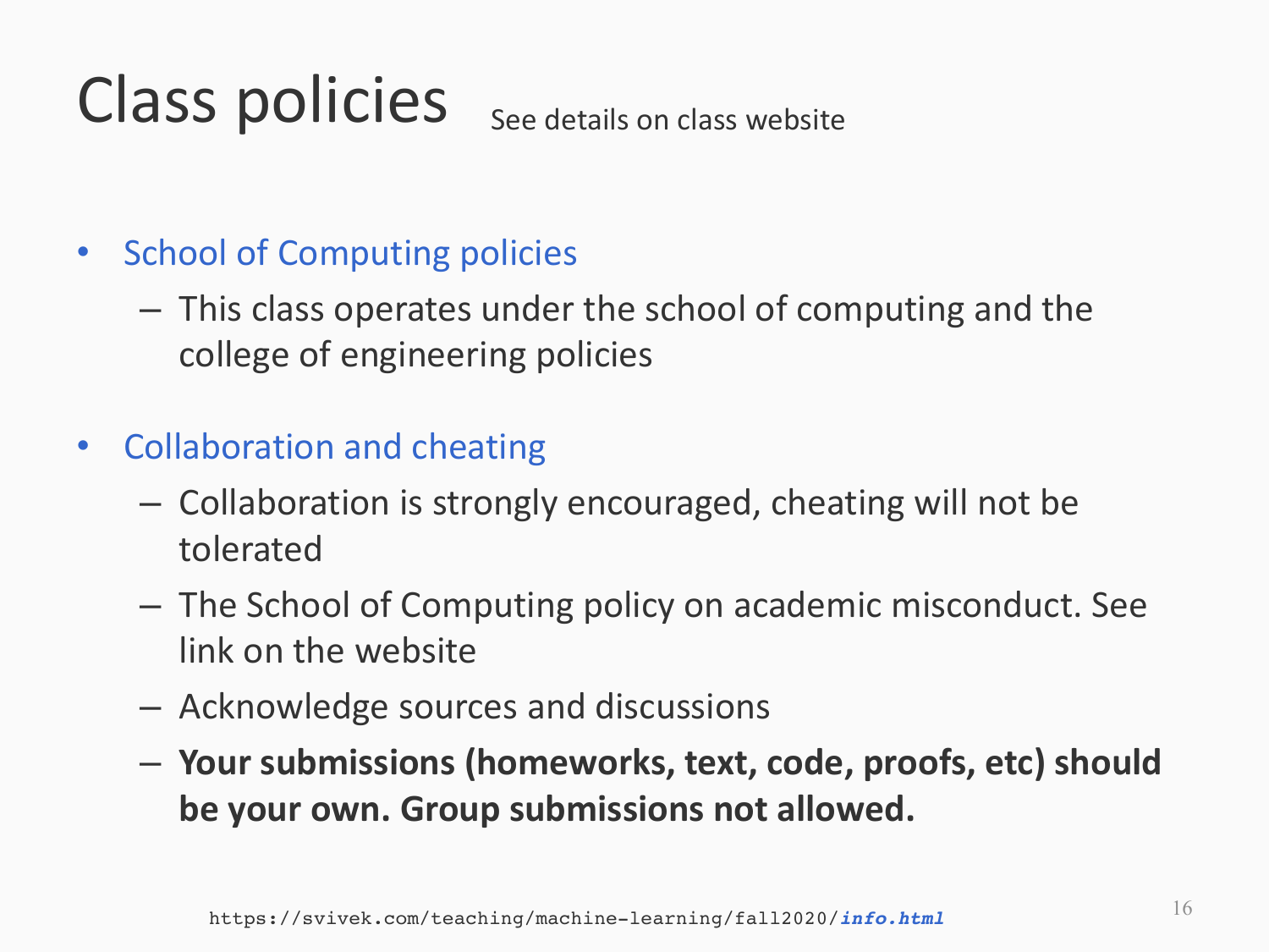# Class policies

See details on class website

- School of Computing policies
  - This class operates under the school of computing and the college of engineering policies

- Collaboration and cheating
  - Collaboration is strongly encouraged, cheating will not be tolerated
  - The School of Computing policy on academic misconduct. See link on the website
  - Acknowledge sources and discussions
  - **Your submissions (homeworks, text, code, proofs, etc) should be your own. Group submissions not allowed.**

https://svivek.com/teaching/machine-learning/fall2020/***info.html***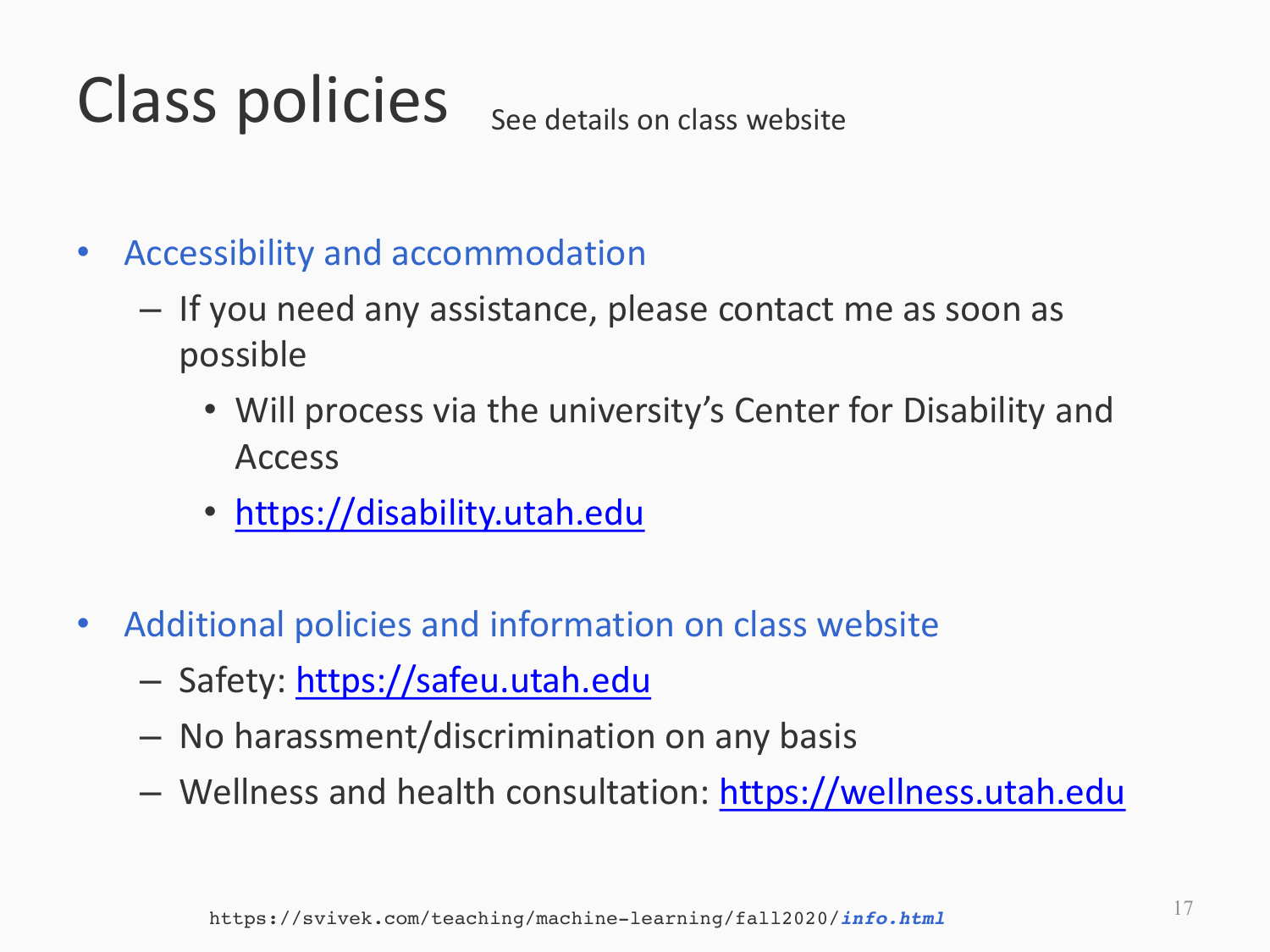# Class policies

See details on class website

- Accessibility and accommodation
  - If you need any assistance, please contact me as soon as possible
    - Will process via the university's Center for Disability and Access
    - https://disability.utah.edu

- Additional policies and information on class website
  - Safety: https://safeu.utah.edu
  - No harassment/discrimination on any basis
  - Wellness and health consultation: https://wellness.utah.edu

https://svivek.com/teaching/machine-learning/fall2020/***info.html***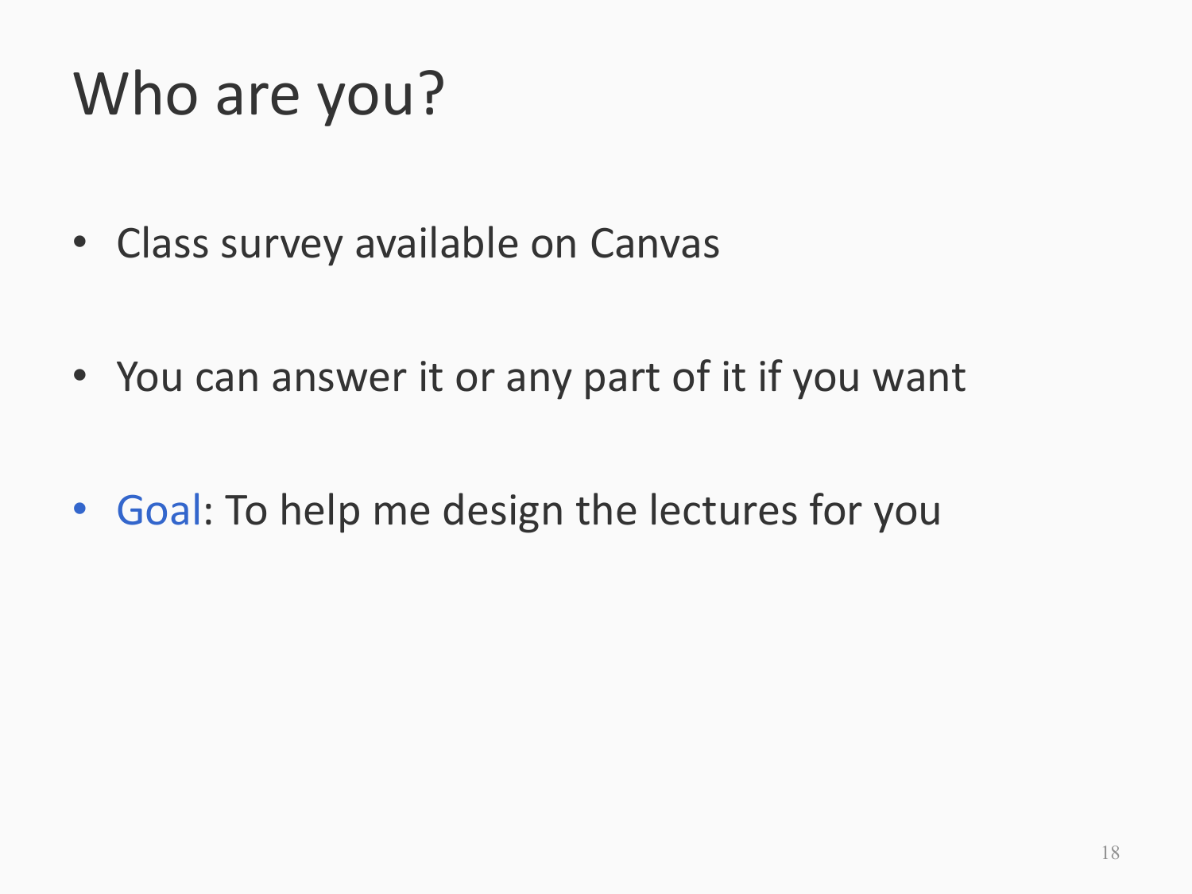# Who are you?

- Class survey available on Canvas
- You can answer it or any part of it if you want
- Goal: To help me design the lectures for you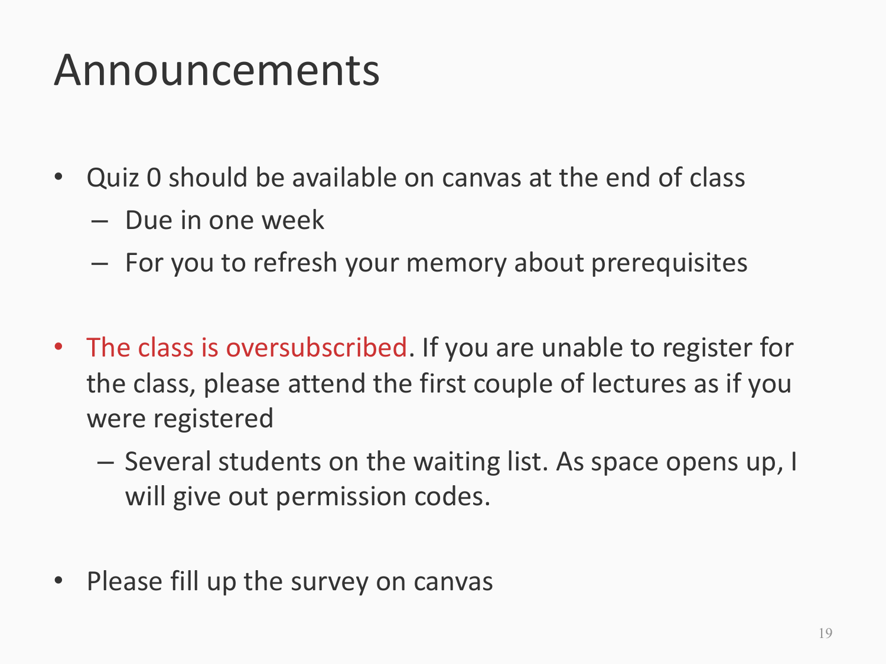# Announcements

- Quiz 0 should be available on canvas at the end of class
  - Due in one week
  - For you to refresh your memory about prerequisites

- The class is oversubscribed. If you are unable to register for the class, please attend the first couple of lectures as if you were registered
  - Several students on the waiting list. As space opens up, I will give out permission codes.

- Please fill up the survey on canvas